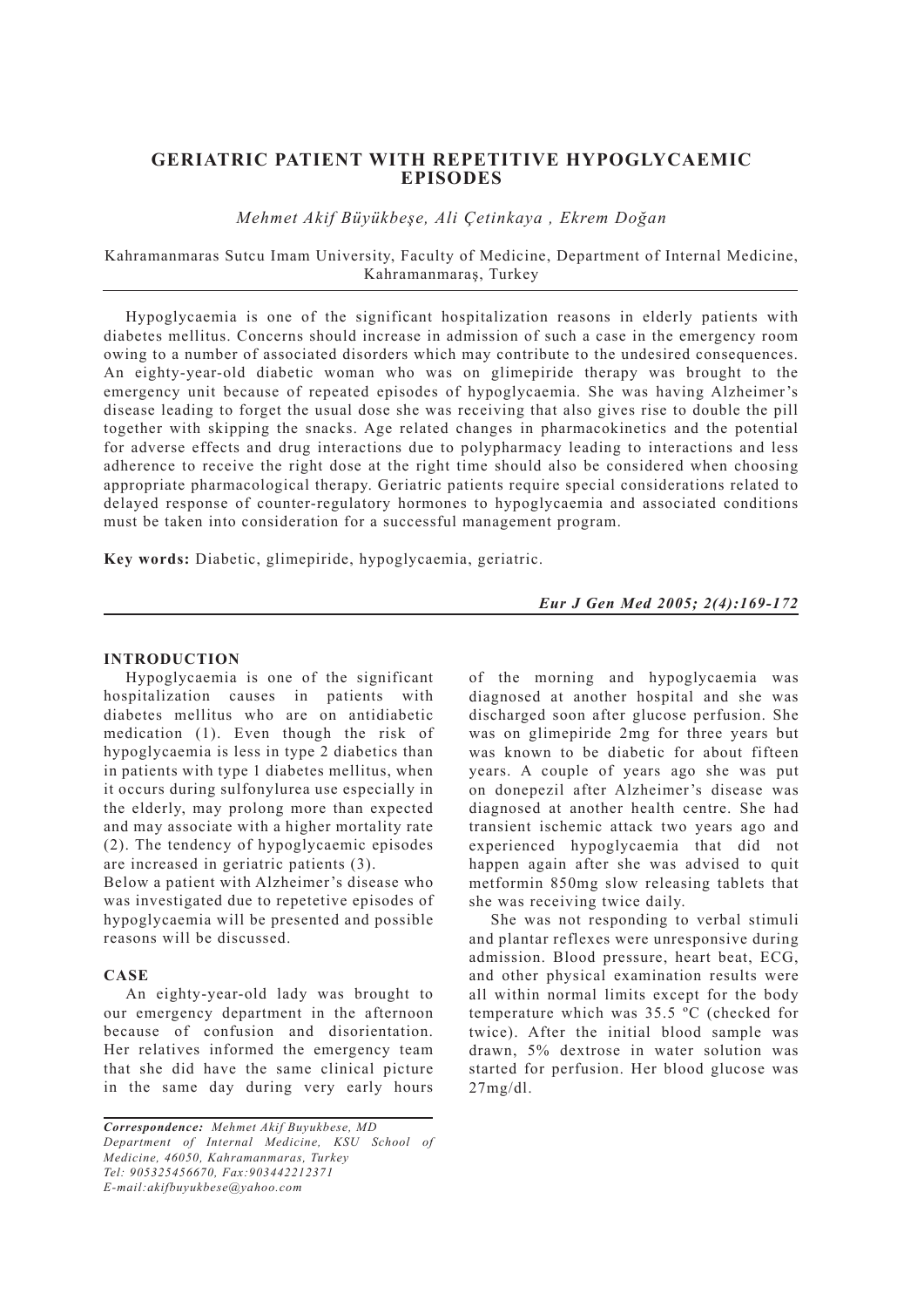# GERIATRIC PATIENT WITH REPETITIVE HYPOGLYCAEMIC EPISODES

*Mehmet Akif Büyükbeşe, Ali Çetinkaya , Ekrem Doğan*

Kahramanmaras Sutcu Imam University, Faculty of Medicine, Department of Internal Medicine, Kahramanmaraş, Turkey

Hypoglycaemia is one of the significant hospitalization reasons in elderly patients with diabetes mellitus. Concerns should increase in admission of such a case in the emergency room owing to a number of associated disorders which may contribute to the undesired consequences. An eighty-year-old diabetic woman who was on glimepiride therapy was brought to the emergency unit because of repeated episodes of hypoglycaemia. She was having Alzheimer's disease leading to forget the usual dose she was receiving that also gives rise to double the pill together with skipping the snacks. Age related changes in pharmacokinetics and the potential for adverse effects and drug interactions due to polypharmacy leading to interactions and less adherence to receive the right dose at the right time should also be considered when choosing appropriate pharmacological therapy. Geriatric patients require special considerations related to delayed response of counter-regulatory hormones to hypoglycaemia and associated conditions must be taken into consideration for a successful management program.

**Key words:** Diabetic, glimepiride, hypoglycaemia, geriatric.

***Eur J Gen Med 2005; 2(4):169-172***

## INTRODUCTION

Hypoglycaemia is one of the significant hospitalization causes in patients with diabetes mellitus who are on antidiabetic medication (1). Even though the risk of hypoglycaemia is less in type 2 diabetics than in patients with type 1 diabetes mellitus, when it occurs during sulfonylurea use especially in the elderly, may prolong more than expected and may associate with a higher mortality rate (2). The tendency of hypoglycaemic episodes are increased in geriatric patients (3).

Below a patient with Alzheimer's disease who was investigated due to repetetive episodes of hypoglycaemia will be presented and possible reasons will be discussed.

## CASE

An eighty-year-old lady was brought to our emergency department in the afternoon because of confusion and disorientation. Her relatives informed the emergency team that she did have the same clinical picture in the same day during very early hours of the morning and hypoglycaemia was diagnosed at another hospital and she was discharged soon after glucose perfusion. She was on glimepiride 2mg for three years but was known to be diabetic for about fifteen years. A couple of years ago she was put on donepezil after Alzheimer's disease was diagnosed at another health centre. She had transient ischemic attack two years ago and experienced hypoglycaemia that did not happen again after she was advised to quit metformin 850mg slow releasing tablets that she was receiving twice daily.

She was not responding to verbal stimuli and plantar reflexes were unresponsive during admission. Blood pressure, heart beat, ECG, and other physical examination results were all within normal limits except for the body temperature which was 35.5 ºC (checked for twice). After the initial blood sample was drawn, 5% dextrose in water solution was started for perfusion. Her blood glucose was 27mg/dl.

---

*Correspondence: Mehmet Akif Buyukbese, MD*
*Department of Internal Medicine, KSU School of Medicine, 46050, Kahramanmaras, Turkey*
*Tel: 905325456670, Fax:903442212371*
*E-mail:akifbuyukbese@yahoo.com*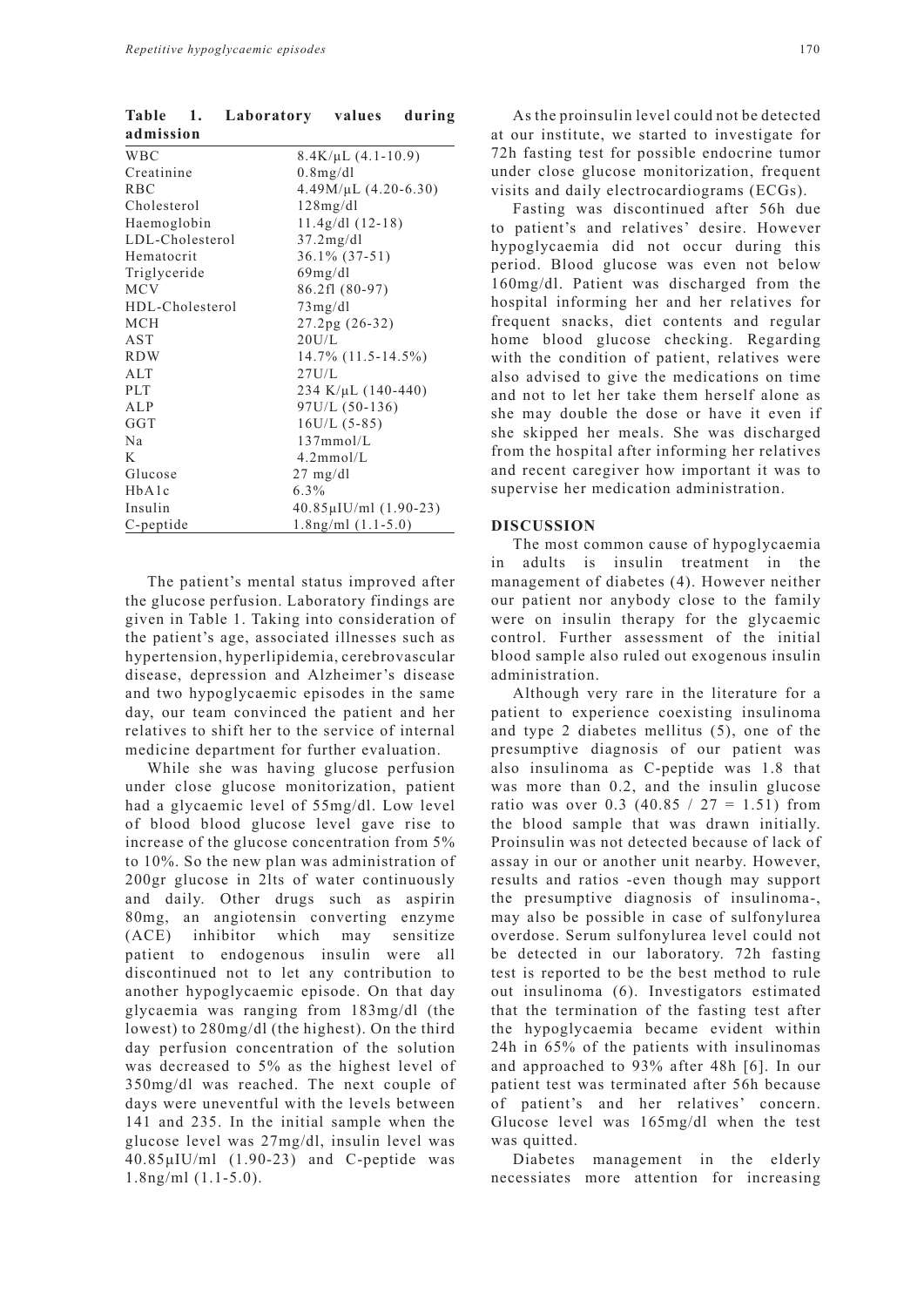**Table 1. Laboratory values during admission**

| | |
|---|---|
| WBC | 8.4K/µL (4.1-10.9) |
| Creatinine | 0.8mg/dl |
| RBC | 4.49M/µL (4.20-6.30) |
| Cholesterol | 128mg/dl |
| Haemoglobin | 11.4g/dl (12-18) |
| LDL-Cholesterol | 37.2mg/dl |
| Hematocrit | 36.1% (37-51) |
| Triglyceride | 69mg/dl |
| MCV | 86.2fl (80-97) |
| HDL-Cholesterol | 73mg/dl |
| MCH | 27.2pg (26-32) |
| AST | 20U/L |
| RDW | 14.7% (11.5-14.5%) |
| ALT | 27U/L |
| PLT | 234 K/µL (140-440) |
| ALP | 97U/L (50-136) |
| GGT | 16U/L (5-85) |
| Na | 137mmol/L |
| K | 4.2mmol/L |
| Glucose | 27 mg/dl |
| HbA1c | 6.3% |
| Insulin | 40.85µIU/ml (1.90-23) |
| C-peptide | 1.8ng/ml (1.1-5.0) |

The patient's mental status improved after the glucose perfusion. Laboratory findings are given in Table 1. Taking into consideration of the patient's age, associated illnesses such as hypertension, hyperlipidemia, cerebrovascular disease, depression and Alzheimer's disease and two hypoglycaemic episodes in the same day, our team convinced the patient and her relatives to shift her to the service of internal medicine department for further evaluation.

While she was having glucose perfusion under close glucose monitorization, patient had a glycaemic level of 55mg/dl. Low level of blood blood glucose level gave rise to increase of the glucose concentration from 5% to 10%. So the new plan was administration of 200gr glucose in 2lts of water continuously and daily. Other drugs such as aspirin 80mg, an angiotensin converting enzyme (ACE) inhibitor which may sensitize patient to endogenous insulin were all discontinued not to let any contribution to another hypoglycaemic episode. On that day glycaemia was ranging from 183mg/dl (the lowest) to 280mg/dl (the highest). On the third day perfusion concentration of the solution was decreased to 5% as the highest level of 350mg/dl was reached. The next couple of days were uneventful with the levels between 141 and 235. In the initial sample when the glucose level was 27mg/dl, insulin level was 40.85µIU/ml (1.90-23) and C-peptide was 1.8ng/ml (1.1-5.0).

As the proinsulin level could not be detected at our institute, we started to investigate for 72h fasting test for possible endocrine tumor under close glucose monitorization, frequent visits and daily electrocardiograms (ECGs).

Fasting was discontinued after 56h due to patient's and relatives' desire. However hypoglycaemia did not occur during this period. Blood glucose was even not below 160mg/dl. Patient was discharged from the hospital informing her and her relatives for frequent snacks, diet contents and regular home blood glucose checking. Regarding with the condition of patient, relatives were also advised to give the medications on time and not to let her take them herself alone as she may double the dose or have it even if she skipped her meals. She was discharged from the hospital after informing her relatives and recent caregiver how important it was to supervise her medication administration.

## DISCUSSION

The most common cause of hypoglycaemia in adults is insulin treatment in the management of diabetes (4). However neither our patient nor anybody close to the family were on insulin therapy for the glycaemic control. Further assessment of the initial blood sample also ruled out exogenous insulin administration.

Although very rare in the literature for a patient to experience coexisting insulinoma and type 2 diabetes mellitus (5), one of the presumptive diagnosis of our patient was also insulinoma as C-peptide was 1.8 that was more than 0.2, and the insulin glucose ratio was over 0.3 (40.85 / 27 = 1.51) from the blood sample that was drawn initially. Proinsulin was not detected because of lack of assay in our or another unit nearby. However, results and ratios -even though may support the presumptive diagnosis of insulinoma-, may also be possible in case of sulfonylurea overdose. Serum sulfonylurea level could not be detected in our laboratory. 72h fasting test is reported to be the best method to rule out insulinoma (6). Investigators estimated that the termination of the fasting test after the hypoglycaemia became evident within 24h in 65% of the patients with insulinomas and approached to 93% after 48h [6]. In our patient test was terminated after 56h because of patient's and her relatives' concern. Glucose level was 165mg/dl when the test was quitted.

Diabetes management in the elderly necessiates more attention for increasing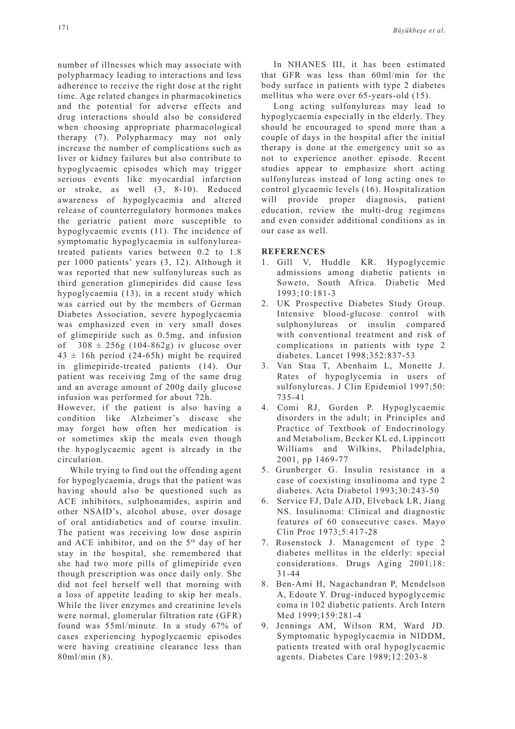number of illnesses which may associate with polypharmacy leading to interactions and less adherence to receive the right dose at the right time. Age related changes in pharmacokinetics and the potential for adverse effects and drug interactions should also be considered when choosing appropriate pharmacological therapy (7). Polypharmacy may not only increase the number of complications such as liver or kidney failures but also contribute to hypoglycaemic episodes which may trigger serious events like myocardial infarction or stroke, as well (3, 8-10). Reduced awareness of hypoglycaemia and altered release of counterregulatory hormones makes the geriatric patient more susceptible to hypoglycaemic events (11). The incidence of symptomatic hypoglycaemia in sulfonylurea-treated patients varies between 0.2 to 1.8 per 1000 patients' years (3, 12). Although it was reported that new sulfonylureas such as third generation glimepirides did cause less hypoglycaemia (13), in a recent study which was carried out by the members of German Diabetes Association, severe hypoglycaemia was emphasized even in very small doses of glimepiride such as 0.5mg, and infusion of $308 \pm 256$g (104-862g) iv glucose over $43 \pm 16$h period (24-65h) might be required in glimepiride-treated patients (14). Our patient was receiving 2mg of the same drug and an average amount of 200g daily glucose infusion was performed for about 72h.

However, if the patient is also having a condition like Alzheimer's disease she may forget how often her medication is or sometimes skip the meals even though the hypoglycaemic agent is already in the circulation.

While trying to find out the offending agent for hypoglycaemia, drugs that the patient was having should also be questioned such as ACE inhibitors, sulphonamides, aspirin and other NSAID's, alcohol abuse, over dosage of oral antidiabetics and of course insulin. The patient was receiving low dose aspirin and ACE inhibitor, and on the 5th day of her stay in the hospital, she remembered that she had two more pills of glimepiride even though prescription was once daily only. She did not feel herself well that morning with a loss of appetite leading to skip her meals. While the liver enzymes and creatinine levels were normal, glomerular filtration rate (GFR) found was 55ml/minute. In a study 67% of cases experiencing hypoglycaemic episodes were having creatinine clearance less than 80ml/min (8).

In NHANES III, it has been estimated that GFR was less than 60ml/min for the body surface in patients with type 2 diabetes mellitus who were over 65-years-old (15).

Long acting sulfonylureas may lead to hypoglycaemia especially in the elderly. They should be encouraged to spend more than a couple of days in the hospital after the initial therapy is done at the emergency unit so as not to experience another episode. Recent studies appear to emphasize short acting sulfonylureas instead of long acting ones to control glycaemic levels (16). Hospitalization will provide proper diagnosis, patient education, review the multi-drug regimens and even consider additional conditions as in our case as well.

## REFERENCES

1. Gill V, Huddle KR. Hypoglycemic admissions among diabetic patients in Soweto, South Africa. Diabetic Med 1993;10:181-3
2. UK Prospective Diabetes Study Group. Intensive blood-glucose control with sulphonylureas or insulin compared with conventional treatment and risk of complications in patients with type 2 diabetes. Lancet 1998;352:837-53
3. Van Staa T, Abenhaim L, Monette J. Rates of hypoglycemia in users of sulfonylureas. J Clin Epidemiol 1997;50: 735-41
4. Comi RJ, Gorden P. Hypoglycaemic disorders in the adult; in Principles and Practice of Textbook of Endocrinology and Metabolism, Becker KL ed, Lippincott Williams and Wilkins, Philadelphia, 2001, pp 1469-77
5. Grunberger G. Insulin resistance in a case of coexisting insulinoma and type 2 diabetes. Acta Diabetol 1993;30:243-50
6. Service FJ, Dale AJD, Elveback LR, Jiang NS. Insulinoma: Clinical and diagnostic features of 60 consecutive cases. Mayo Clin Proc 1973;5:417-28
7. Rosenstock J. Management of type 2 diabetes mellitus in the elderly: special considerations. Drugs Aging 2001;18: 31-44
8. Ben-Ami H, Nagachandran P, Mendelson A, Edoute Y. Drug-induced hypoglycemic coma in 102 diabetic patients. Arch Intern Med 1999;159:281-4
9. Jennings AM, Wilson RM, Ward JD. Symptomatic hypoglycaemia in NIDDM, patients treated with oral hypoglycaemic agents. Diabetes Care 1989;12:203-8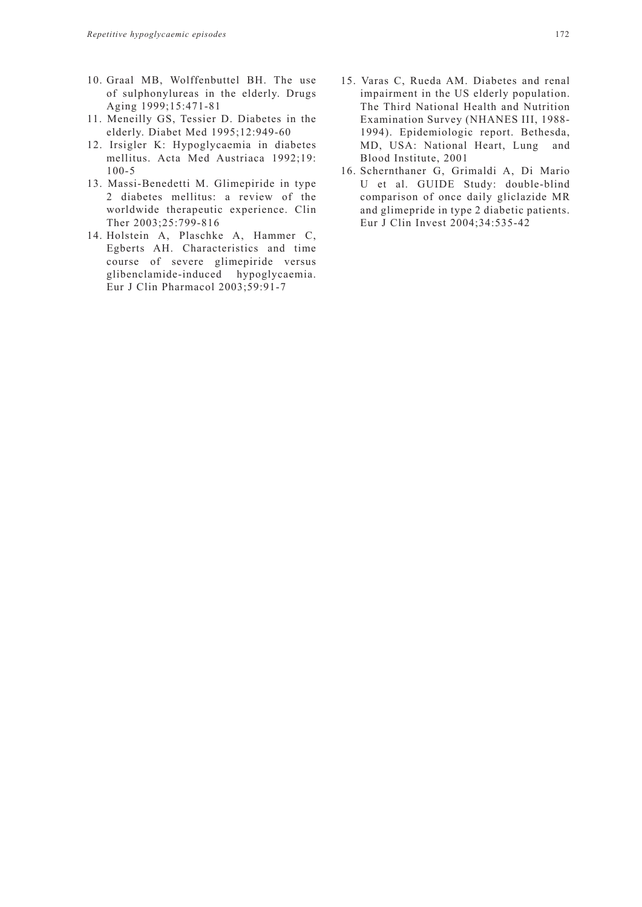10. Graal MB, Wolffenbuttel BH. The use of sulphonylureas in the elderly. Drugs Aging 1999;15:471-81
11. Meneilly GS, Tessier D. Diabetes in the elderly. Diabet Med 1995;12:949-60
12. Irsigler K: Hypoglycaemia in diabetes mellitus. Acta Med Austriaca 1992;19: 100-5
13. Massi-Benedetti M. Glimepiride in type 2 diabetes mellitus: a review of the worldwide therapeutic experience. Clin Ther 2003;25:799-816
14. Holstein A, Plaschke A, Hammer C, Egberts AH. Characteristics and time course of severe glimepiride versus glibenclamide-induced hypoglycaemia. Eur J Clin Pharmacol 2003;59:91-7
15. Varas C, Rueda AM. Diabetes and renal impairment in the US elderly population. The Third National Health and Nutrition Examination Survey (NHANES III, 1988-1994). Epidemiologic report. Bethesda, MD, USA: National Heart, Lung and Blood Institute, 2001
16. Schernthaner G, Grimaldi A, Di Mario U et al. GUIDE Study: double-blind comparison of once daily gliclazide MR and glimepride in type 2 diabetic patients. Eur J Clin Invest 2004;34:535-42